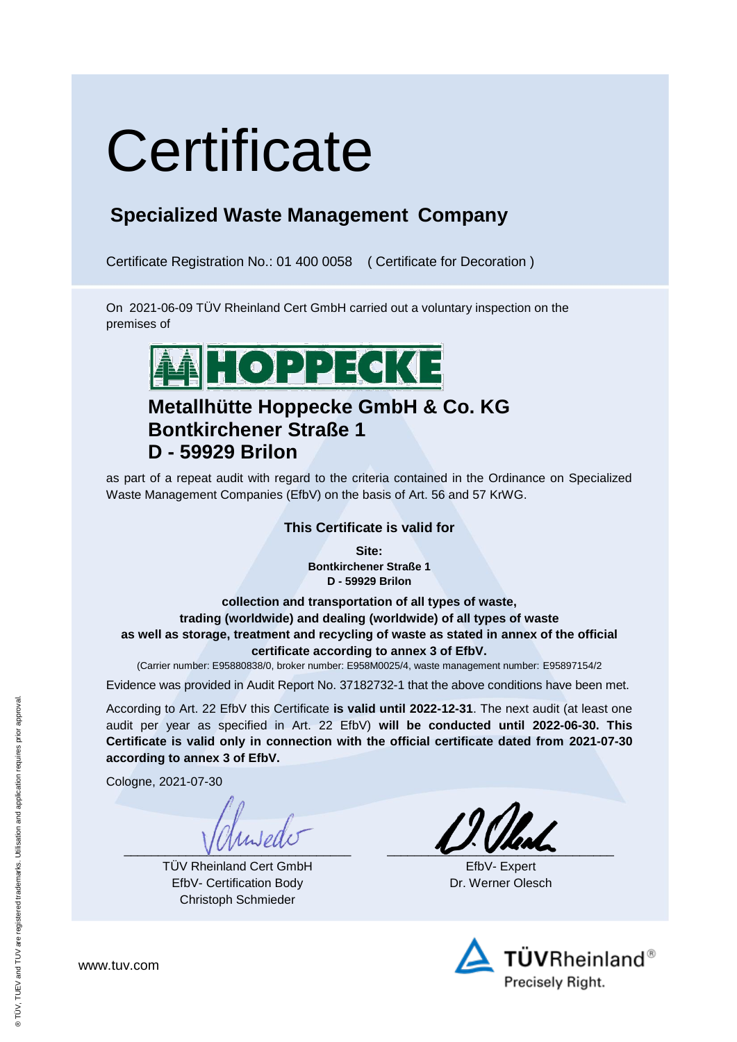# Certificate

## Specialized Waste Management Company

Certificate Registration No.: 01 400 0058 ( Certificate for Decoration )

On 2021-06-09 TÜV Rheinland Cert GmbH carried out a voluntary inspection on the premises of

HOPPECKE

**Metallhütte Hoppecke GmbH & Co. KG**
**Bontkirchener Straße 1**
**D - 59929 Brilon**

as part of a repeat audit with regard to the criteria contained in the Ordinance on Specialized Waste Management Companies (EfbV) on the basis of Art. 56 and 57 KrWG.

**This Certificate is valid for**

**Site:**
**Bontkirchener Straße 1**
**D - 59929 Brilon**

**collection and transportation of all types of waste,**
**trading (worldwide) and dealing (worldwide) of all types of waste**
**as well as storage, treatment and recycling of waste as stated in annex of the official certificate according to annex 3 of EfbV.**

(Carrier number: E95880838/0, broker number: E958M0025/4, waste management number: E95897154/2

Evidence was provided in Audit Report No. 37182732-1 that the above conditions have been met.

According to Art. 22 EfbV this Certificate **is valid until 2022-12-31**. The next audit (at least one audit per year as specified in Art. 22 EfbV) **will be conducted until 2022-06-30. This Certificate is valid only in connection with the official certificate dated from 2021-07-30 according to annex 3 of EfbV.**

Cologne, 2021-07-30

TÜV Rheinland Cert GmbH
EfbV- Certification Body
Christoph Schmieder

EfbV- Expert
Dr. Werner Olesch

www.tuv.com

TÜVRheinland®
Precisely Right.

® TÜV, TUEV and TUV are registered trademarks. Utilisation and application requires prior approval.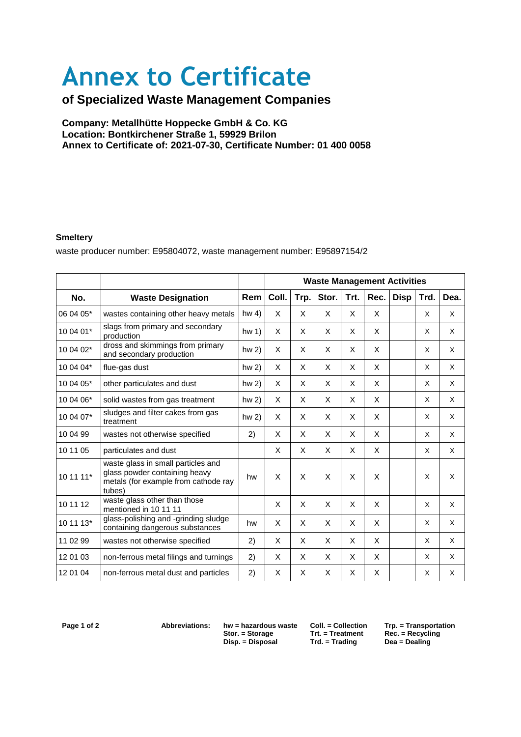# Annex to Certificate

## of Specialized Waste Management Companies

**Company: Metallhütte Hoppecke GmbH & Co. KG**
**Location: Bontkirchener Straße 1, 59929 Brilon**
**Annex to Certificate of: 2021-07-30, Certificate Number: 01 400 0058**

**Smeltery**

waste producer number: E95804072, waste management number: E95897154/2

| | | | Waste Management Activities | | | | | | | |
|---|---|---|---|---|---|---|---|---|---|---|
| **No.** | **Waste Designation** | **Rem** | **Coll.** | **Trp.** | **Stor.** | **Trt.** | **Rec.** | **Disp** | **Trd.** | **Dea.** |
| 06 04 05* | wastes containing other heavy metals | hw 4) | X | X | X | X | X | | X | X |
| 10 04 01* | slags from primary and secondary production | hw 1) | X | X | X | X | X | | X | X |
| 10 04 02* | dross and skimmings from primary and secondary production | hw 2) | X | X | X | X | X | | X | X |
| 10 04 04* | flue-gas dust | hw 2) | X | X | X | X | X | | X | X |
| 10 04 05* | other particulates and dust | hw 2) | X | X | X | X | X | | X | X |
| 10 04 06* | solid wastes from gas treatment | hw 2) | X | X | X | X | X | | X | X |
| 10 04 07* | sludges and filter cakes from gas treatment | hw 2) | X | X | X | X | X | | X | X |
| 10 04 99 | wastes not otherwise specified | 2) | X | X | X | X | X | | X | X |
| 10 11 05 | particulates and dust | | X | X | X | X | X | | X | X |
| 10 11 11* | waste glass in small particles and glass powder containing heavy metals (for example from cathode ray tubes) | hw | X | X | X | X | X | | X | X |
| 10 11 12 | waste glass other than those mentioned in 10 11 11 | | X | X | X | X | X | | X | X |
| 10 11 13* | glass-polishing and -grinding sludge containing dangerous substances | hw | X | X | X | X | X | | X | X |
| 11 02 99 | wastes not otherwise specified | 2) | X | X | X | X | X | | X | X |
| 12 01 03 | non-ferrous metal filings and turnings | 2) | X | X | X | X | X | | X | X |
| 12 01 04 | non-ferrous metal dust and particles | 2) | X | X | X | X | X | | X | X |

**Abbreviations:**
**hw = hazardous waste**, **Coll. = Collection**, **Trp. = Transportation**
**Stor. = Storage**, **Trt. = Treatment**, **Rec. = Recycling**
**Disp. = Disposal**, **Trd. = Trading**, **Dea = Dealing**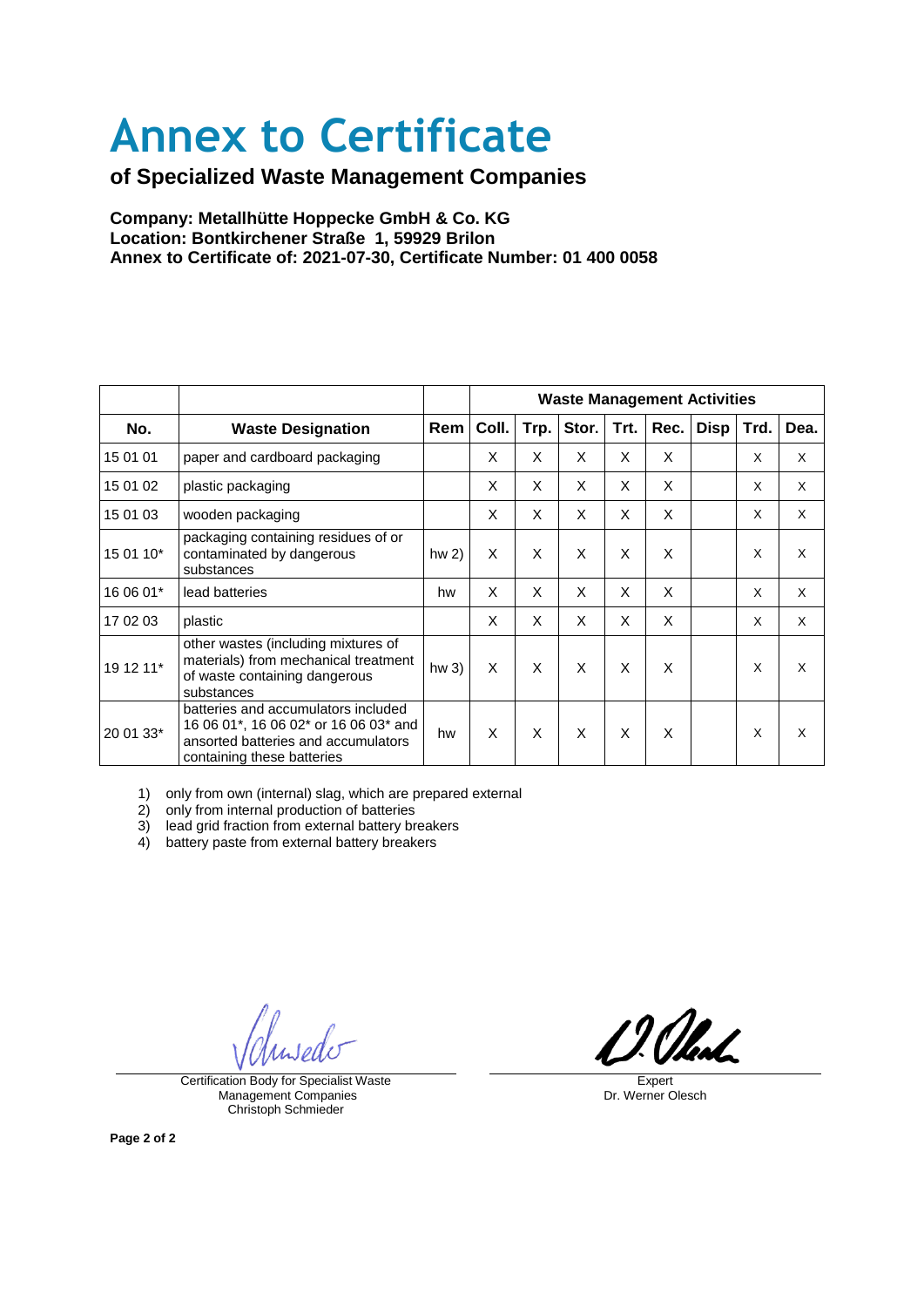# Annex to Certificate

## of Specialized Waste Management Companies

**Company: Metallhütte Hoppecke GmbH & Co. KG**
**Location: Bontkirchener Straße 1, 59929 Brilon**
**Annex to Certificate of: 2021-07-30, Certificate Number: 01 400 0058**

| | | | Waste Management Activities | | | | | | | |
|---|---|---|---|---|---|---|---|---|---|---|
| **No.** | **Waste Designation** | **Rem** | **Coll.** | **Trp.** | **Stor.** | **Trt.** | **Rec.** | **Disp** | **Trd.** | **Dea.** |
| 15 01 01 | paper and cardboard packaging | | X | X | X | X | X | | X | X |
| 15 01 02 | plastic packaging | | X | X | X | X | X | | X | X |
| 15 01 03 | wooden packaging | | X | X | X | X | X | | X | X |
| 15 01 10* | packaging containing residues of or contaminated by dangerous substances | hw 2) | X | X | X | X | X | | X | X |
| 16 06 01* | lead batteries | hw | X | X | X | X | X | | X | X |
| 17 02 03 | plastic | | X | X | X | X | X | | X | X |
| 19 12 11* | other wastes (including mixtures of materials) from mechanical treatment of waste containing dangerous substances | hw 3) | X | X | X | X | X | | X | X |
| 20 01 33* | batteries and accumulators included 16 06 01*, 16 06 02* or 16 06 03* and ansorted batteries and accumulators containing these batteries | hw | X | X | X | X | X | | X | X |

1) only from own (internal) slag, which are prepared external
2) only from internal production of batteries
3) lead grid fraction from external battery breakers
4) battery paste from external battery breakers

Certification Body for Specialist Waste Management Companies
Christoph Schmieder

Expert
Dr. Werner Olesch